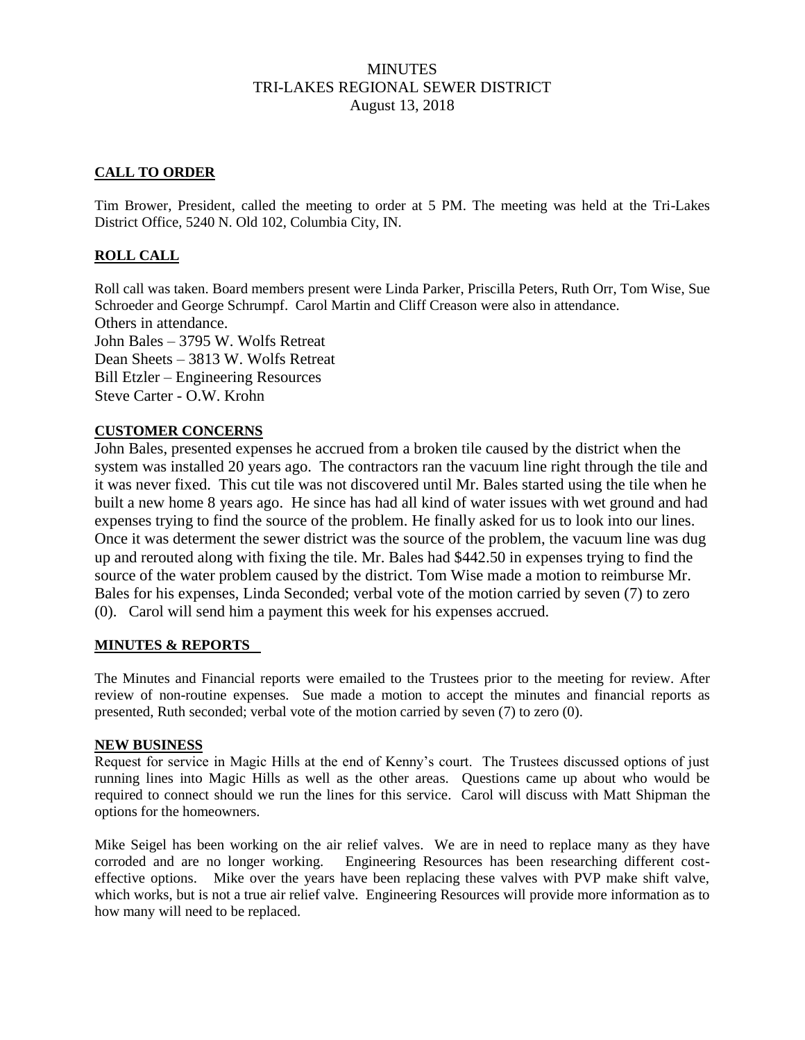# MINUTES
# TRI-LAKES REGIONAL SEWER DISTRICT
# August 13, 2018

## CALL TO ORDER

Tim Brower, President, called the meeting to order at 5 PM. The meeting was held at the Tri-Lakes District Office, 5240 N. Old 102, Columbia City, IN.

## ROLL CALL

Roll call was taken. Board members present were Linda Parker, Priscilla Peters, Ruth Orr, Tom Wise, Sue Schroeder and George Schrumpf. Carol Martin and Cliff Creason were also in attendance.
Others in attendance.
John Bales – 3795 W. Wolfs Retreat
Dean Sheets – 3813 W. Wolfs Retreat
Bill Etzler – Engineering Resources
Steve Carter - O.W. Krohn

## CUSTOMER CONCERNS

John Bales, presented expenses he accrued from a broken tile caused by the district when the system was installed 20 years ago. The contractors ran the vacuum line right through the tile and it was never fixed. This cut tile was not discovered until Mr. Bales started using the tile when he built a new home 8 years ago. He since has had all kind of water issues with wet ground and had expenses trying to find the source of the problem. He finally asked for us to look into our lines. Once it was determent the sewer district was the source of the problem, the vacuum line was dug up and rerouted along with fixing the tile. Mr. Bales had $442.50 in expenses trying to find the source of the water problem caused by the district. Tom Wise made a motion to reimburse Mr. Bales for his expenses, Linda Seconded; verbal vote of the motion carried by seven (7) to zero (0). Carol will send him a payment this week for his expenses accrued.

## MINUTES & REPORTS

The Minutes and Financial reports were emailed to the Trustees prior to the meeting for review. After review of non-routine expenses. Sue made a motion to accept the minutes and financial reports as presented, Ruth seconded; verbal vote of the motion carried by seven (7) to zero (0).

## NEW BUSINESS

Request for service in Magic Hills at the end of Kenny's court. The Trustees discussed options of just running lines into Magic Hills as well as the other areas. Questions came up about who would be required to connect should we run the lines for this service. Carol will discuss with Matt Shipman the options for the homeowners.

Mike Seigel has been working on the air relief valves. We are in need to replace many as they have corroded and are no longer working. Engineering Resources has been researching different cost-effective options. Mike over the years have been replacing these valves with PVP make shift valve, which works, but is not a true air relief valve. Engineering Resources will provide more information as to how many will need to be replaced.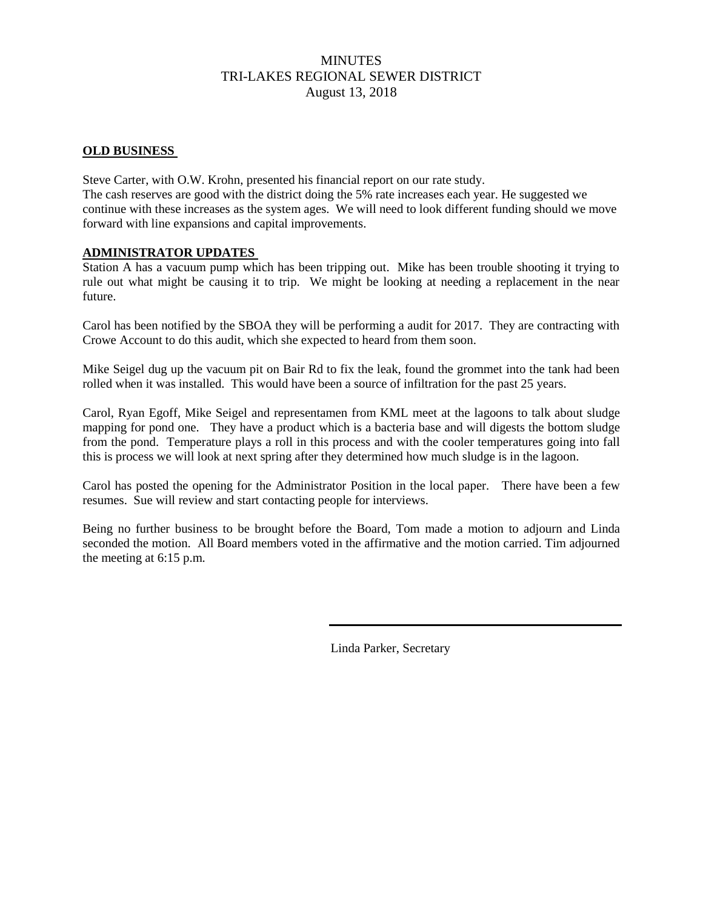MINUTES
TRI-LAKES REGIONAL SEWER DISTRICT
August 13, 2018

**OLD BUSINESS**

Steve Carter, with O.W. Krohn, presented his financial report on our rate study.
The cash reserves are good with the district doing the 5% rate increases each year. He suggested we continue with these increases as the system ages. We will need to look different funding should we move forward with line expansions and capital improvements.

**ADMINISTRATOR UPDATES**

Station A has a vacuum pump which has been tripping out. Mike has been trouble shooting it trying to rule out what might be causing it to trip. We might be looking at needing a replacement in the near future.

Carol has been notified by the SBOA they will be performing a audit for 2017. They are contracting with Crowe Account to do this audit, which she expected to heard from them soon.

Mike Seigel dug up the vacuum pit on Bair Rd to fix the leak, found the grommet into the tank had been rolled when it was installed. This would have been a source of infiltration for the past 25 years.

Carol, Ryan Egoff, Mike Seigel and representamen from KML meet at the lagoons to talk about sludge mapping for pond one. They have a product which is a bacteria base and will digests the bottom sludge from the pond. Temperature plays a roll in this process and with the cooler temperatures going into fall this is process we will look at next spring after they determined how much sludge is in the lagoon.

Carol has posted the opening for the Administrator Position in the local paper. There have been a few resumes. Sue will review and start contacting people for interviews.

Being no further business to be brought before the Board, Tom made a motion to adjourn and Linda seconded the motion. All Board members voted in the affirmative and the motion carried. Tim adjourned the meeting at 6:15 p.m.

Linda Parker, Secretary